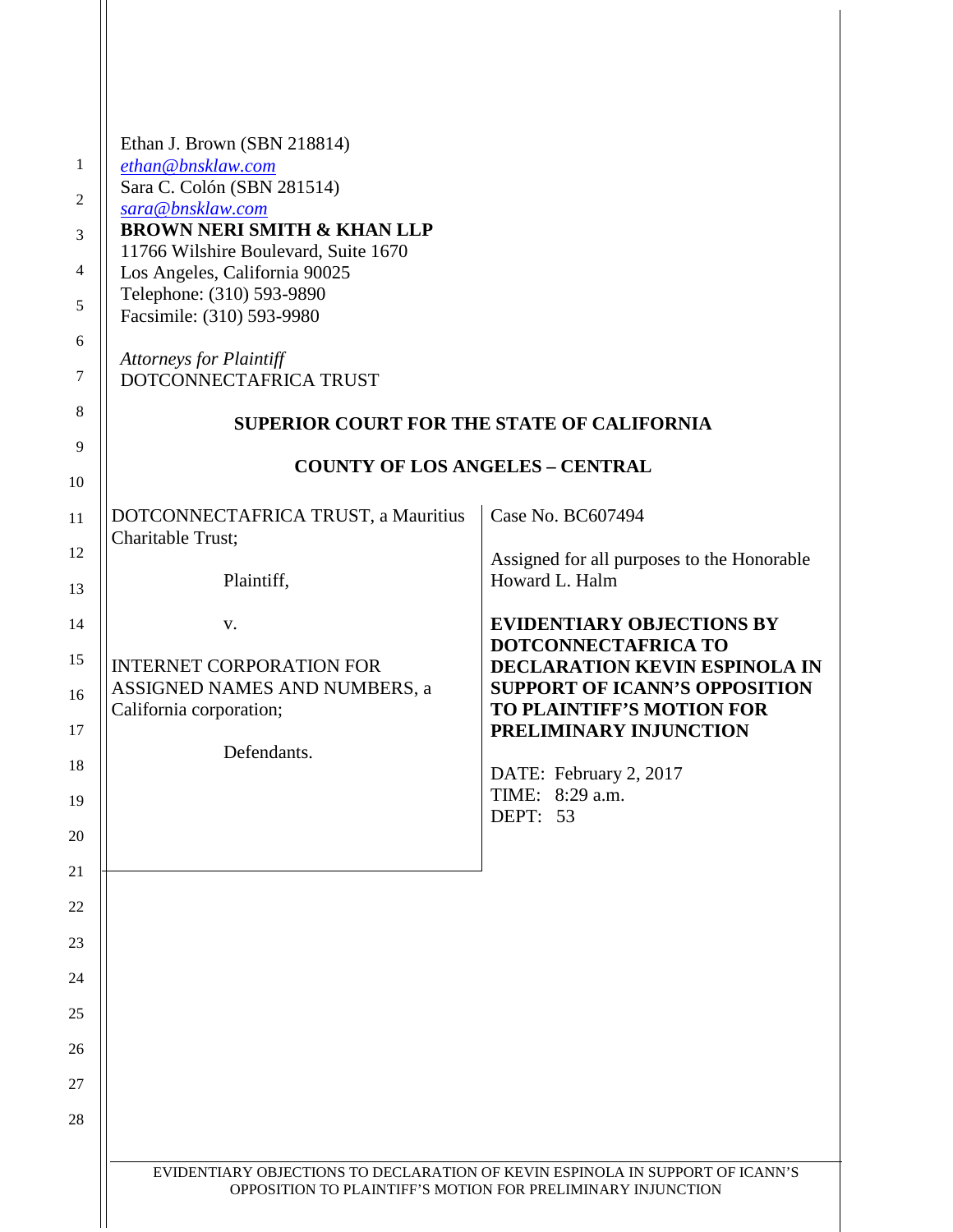Ethan J. Brown (SBN 218814)
ethan@bnsklaw.com
Sara C. Colón (SBN 281514)
sara@bnsklaw.com
**BROWN NERI SMITH & KHAN LLP**
11766 Wilshire Boulevard, Suite 1670
Los Angeles, California 90025
Telephone: (310) 593-9890
Facsimile: (310) 593-9980

*Attorneys for Plaintiff*
DOTCONNECTAFRICA TRUST

**SUPERIOR COURT FOR THE STATE OF CALIFORNIA**

**COUNTY OF LOS ANGELES – CENTRAL**

| | |
|---|---|
| DOTCONNECTAFRICA TRUST, a Mauritius Charitable Trust;<br><br>Plaintiff,<br><br>v.<br><br>INTERNET CORPORATION FOR ASSIGNED NAMES AND NUMBERS, a California corporation;<br><br>Defendants. | Case No. BC607494<br><br>Assigned for all purposes to the Honorable Howard L. Halm<br><br>**EVIDENTIARY OBJECTIONS BY DOTCONNECTAFRICA TO DECLARATION KEVIN ESPINOLA IN SUPPORT OF ICANN'S OPPOSITION TO PLAINTIFF'S MOTION FOR PRELIMINARY INJUNCTION**<br><br>DATE: February 2, 2017<br>TIME: 8:29 a.m.<br>DEPT: 53 |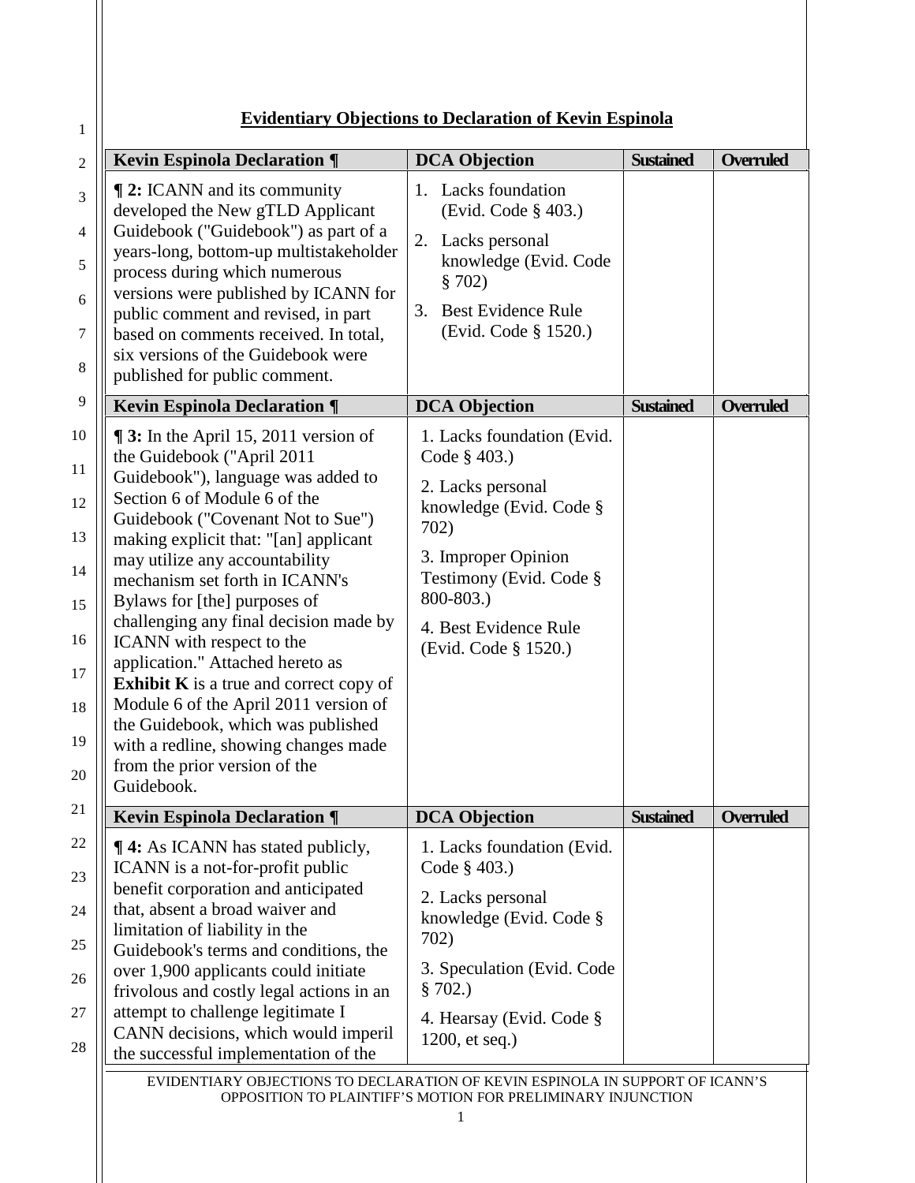## Evidentiary Objections to Declaration of Kevin Espinola

| Kevin Espinola Declaration ¶ | DCA Objection | Sustained | Overruled |
|---|---|---|---|
| **¶ 2:** ICANN and its community developed the New gTLD Applicant Guidebook ("Guidebook") as part of a years-long, bottom-up multistakeholder process during which numerous versions were published by ICANN for public comment and revised, in part based on comments received. In total, six versions of the Guidebook were published for public comment. | 1. Lacks foundation (Evid. Code § 403.)<br>2. Lacks personal knowledge (Evid. Code § 702)<br>3. Best Evidence Rule (Evid. Code § 1520.) | | |

| Kevin Espinola Declaration ¶ | DCA Objection | Sustained | Overruled |
|---|---|---|---|
| **¶ 3:** In the April 15, 2011 version of the Guidebook ("April 2011 Guidebook"), language was added to Section 6 of Module 6 of the Guidebook ("Covenant Not to Sue") making explicit that: "[an] applicant may utilize any accountability mechanism set forth in ICANN's Bylaws for [the] purposes of challenging any final decision made by ICANN with respect to the application." Attached hereto as **Exhibit K** is a true and correct copy of Module 6 of the April 2011 version of the Guidebook, which was published with a redline, showing changes made from the prior version of the Guidebook. | 1. Lacks foundation (Evid. Code § 403.)<br>2. Lacks personal knowledge (Evid. Code § 702)<br>3. Improper Opinion Testimony (Evid. Code § 800-803.)<br>4. Best Evidence Rule (Evid. Code § 1520.) | | |

| Kevin Espinola Declaration ¶ | DCA Objection | Sustained | Overruled |
|---|---|---|---|
| **¶ 4:** As ICANN has stated publicly, ICANN is a not-for-profit public benefit corporation and anticipated that, absent a broad waiver and limitation of liability in the Guidebook's terms and conditions, the over 1,900 applicants could initiate frivolous and costly legal actions in an attempt to challenge legitimate I CANN decisions, which would imperil the successful implementation of the | 1. Lacks foundation (Evid. Code § 403.)<br>2. Lacks personal knowledge (Evid. Code § 702)<br>3. Speculation (Evid. Code § 702.)<br>4. Hearsay (Evid. Code § 1200, et seq.) | | |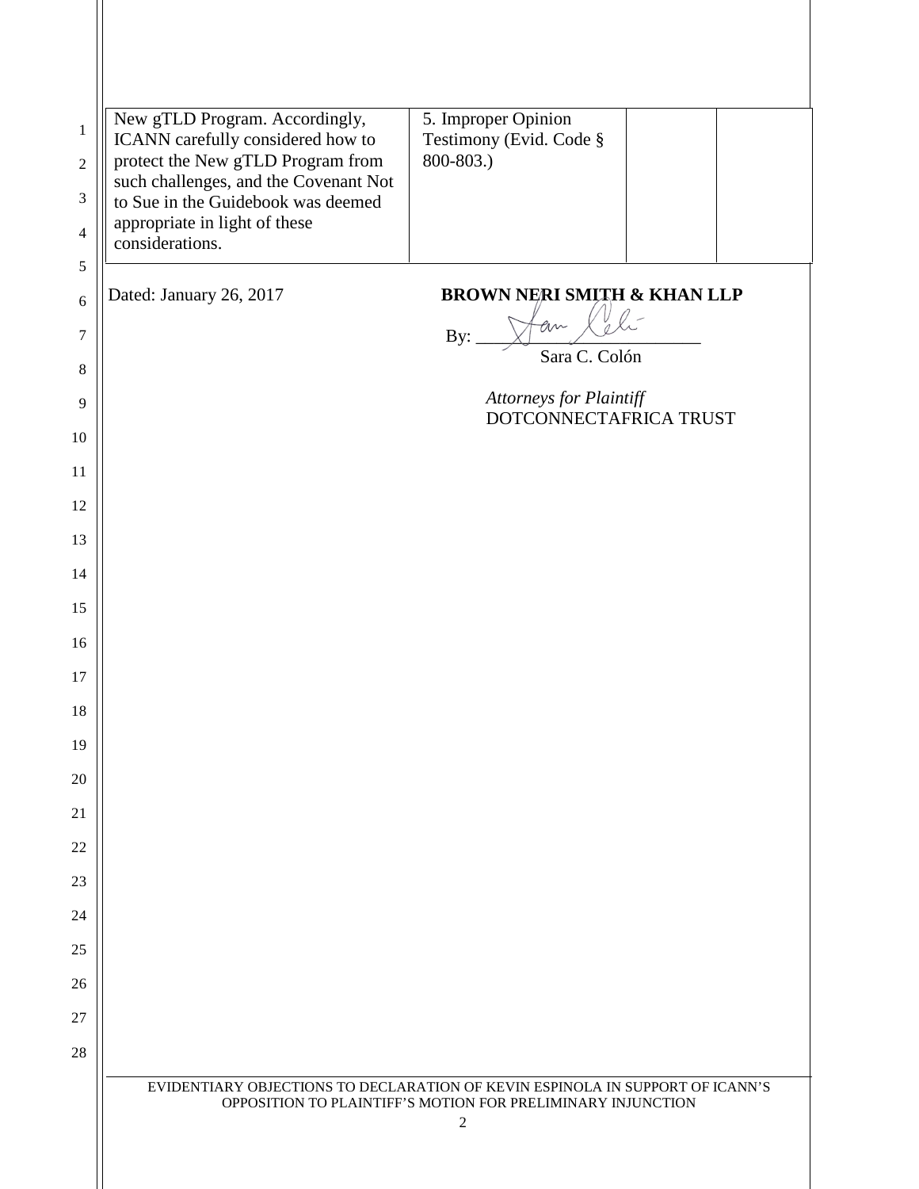| | | | |
|---|---|---|---|
| New gTLD Program. Accordingly, ICANN carefully considered how to protect the New gTLD Program from such challenges, and the Covenant Not to Sue in the Guidebook was deemed appropriate in light of these considerations. | 5. Improper Opinion Testimony (Evid. Code § 800-803.) | | |

Dated: January 26, 2017

**BROWN NERI SMITH & KHAN LLP**

By: ___________________________
Sara C. Colón

*Attorneys for Plaintiff*
DOTCONNECTAFRICA TRUST

EVIDENTIARY OBJECTIONS TO DECLARATION OF KEVIN ESPINOLA IN SUPPORT OF ICANN'S OPPOSITION TO PLAINTIFF'S MOTION FOR PRELIMINARY INJUNCTION